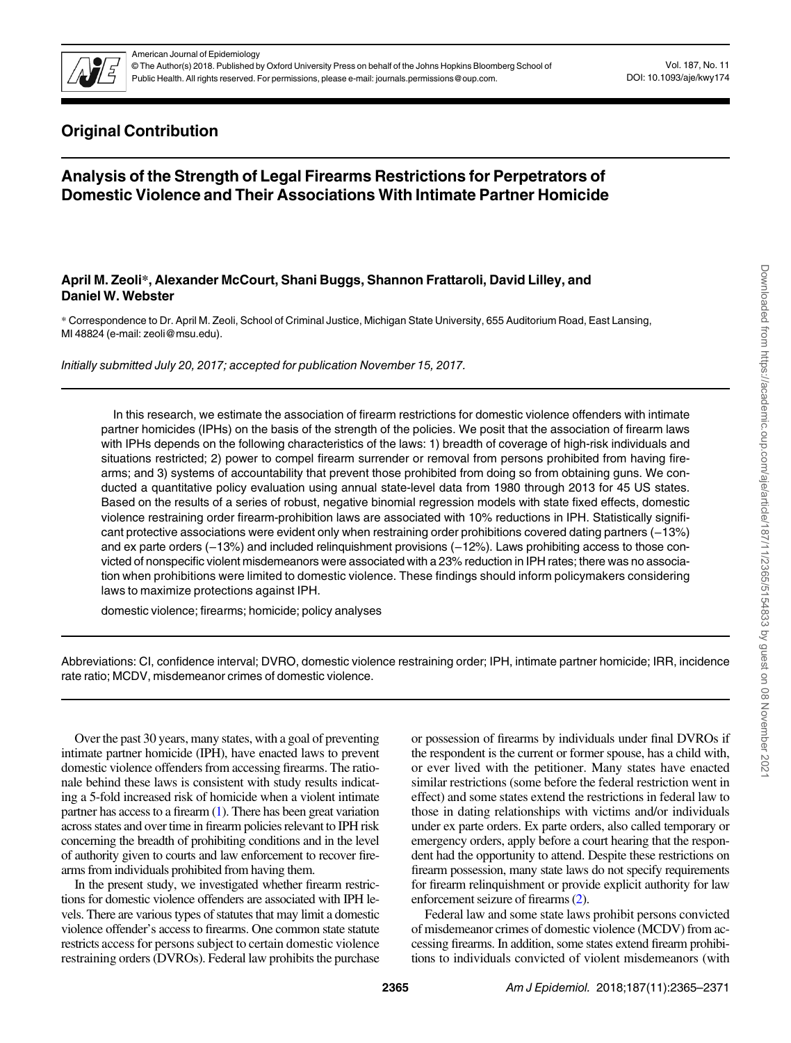## Original Contribution

# Analysis of the Strength of Legal Firearms Restrictions for Perpetrators of Domestic Violence and Their Associations With Intimate Partner Homicide

**April M. Zeoli\*, Alexander McCourt, Shani Buggs, Shannon Frattaroli, David Lilley, and Daniel W. Webster**

\* Correspondence to Dr. April M. Zeoli, School of Criminal Justice, Michigan State University, 655 Auditorium Road, East Lansing, MI 48824 (e-mail: zeoli@msu.edu).

*Initially submitted July 20, 2017; accepted for publication November 15, 2017.*

In this research, we estimate the association of firearm restrictions for domestic violence offenders with intimate partner homicides (IPHs) on the basis of the strength of the policies. We posit that the association of firearm laws with IPHs depends on the following characteristics of the laws: 1) breadth of coverage of high-risk individuals and situations restricted; 2) power to compel firearm surrender or removal from persons prohibited from having firearms; and 3) systems of accountability that prevent those prohibited from doing so from obtaining guns. We conducted a quantitative policy evaluation using annual state-level data from 1980 through 2013 for 45 US states. Based on the results of a series of robust, negative binomial regression models with state fixed effects, domestic violence restraining order firearm-prohibition laws are associated with 10% reductions in IPH. Statistically significant protective associations were evident only when restraining order prohibitions covered dating partners (−13%) and ex parte orders (−13%) and included relinquishment provisions (−12%). Laws prohibiting access to those convicted of nonspecific violent misdemeanors were associated with a 23% reduction in IPH rates; there was no association when prohibitions were limited to domestic violence. These findings should inform policymakers considering laws to maximize protections against IPH.

domestic violence; firearms; homicide; policy analyses

Abbreviations: CI, confidence interval; DVRO, domestic violence restraining order; IPH, intimate partner homicide; IRR, incidence rate ratio; MCDV, misdemeanor crimes of domestic violence.

Over the past 30 years, many states, with a goal of preventing intimate partner homicide (IPH), have enacted laws to prevent domestic violence offenders from accessing firearms. The rationale behind these laws is consistent with study results indicating a 5-fold increased risk of homicide when a violent intimate partner has access to a firearm (1). There has been great variation across states and over time in firearm policies relevant to IPH risk concerning the breadth of prohibiting conditions and in the level of authority given to courts and law enforcement to recover firearms from individuals prohibited from having them.

In the present study, we investigated whether firearm restrictions for domestic violence offenders are associated with IPH levels. There are various types of statutes that may limit a domestic violence offender's access to firearms. One common state statute restricts access for persons subject to certain domestic violence restraining orders (DVROs). Federal law prohibits the purchase or possession of firearms by individuals under final DVROs if the respondent is the current or former spouse, has a child with, or ever lived with the petitioner. Many states have enacted similar restrictions (some before the federal restriction went in effect) and some states extend the restrictions in federal law to those in dating relationships with victims and/or individuals under ex parte orders. Ex parte orders, also called temporary or emergency orders, apply before a court hearing that the respondent had the opportunity to attend. Despite these restrictions on firearm possession, many state laws do not specify requirements for firearm relinquishment or provide explicit authority for law enforcement seizure of firearms (2).

Federal law and some state laws prohibit persons convicted of misdemeanor crimes of domestic violence (MCDV) from accessing firearms. In addition, some states extend firearm prohibitions to individuals convicted of violent misdemeanors (with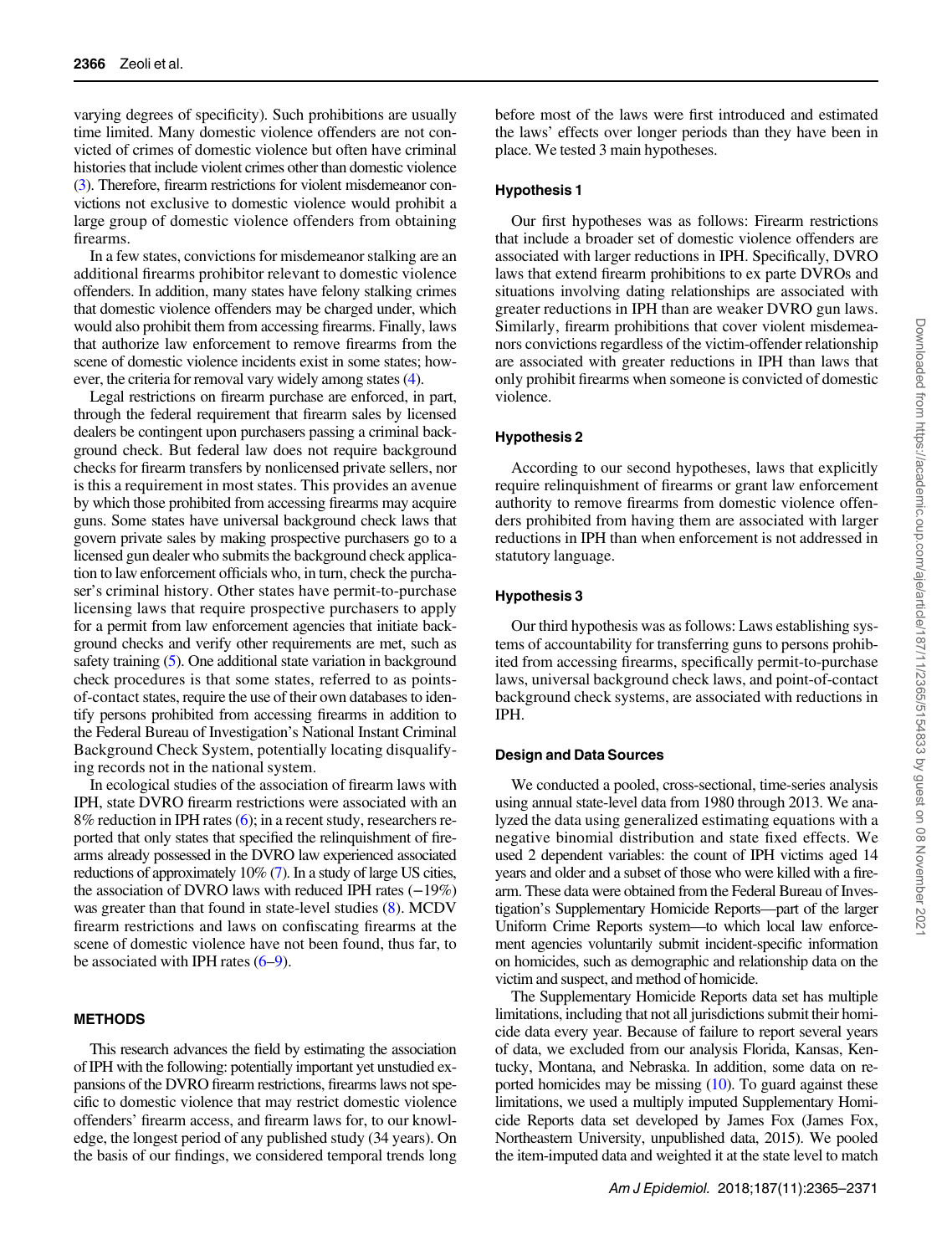varying degrees of specificity). Such prohibitions are usually time limited. Many domestic violence offenders are not convicted of crimes of domestic violence but often have criminal histories that include violent crimes other than domestic violence (3). Therefore, firearm restrictions for violent misdemeanor convictions not exclusive to domestic violence would prohibit a large group of domestic violence offenders from obtaining firearms.

In a few states, convictions for misdemeanor stalking are an additional firearms prohibitor relevant to domestic violence offenders. In addition, many states have felony stalking crimes that domestic violence offenders may be charged under, which would also prohibit them from accessing firearms. Finally, laws that authorize law enforcement to remove firearms from the scene of domestic violence incidents exist in some states; however, the criteria for removal vary widely among states (4).

Legal restrictions on firearm purchase are enforced, in part, through the federal requirement that firearm sales by licensed dealers be contingent upon purchasers passing a criminal background check. But federal law does not require background checks for firearm transfers by nonlicensed private sellers, nor is this a requirement in most states. This provides an avenue by which those prohibited from accessing firearms may acquire guns. Some states have universal background check laws that govern private sales by making prospective purchasers go to a licensed gun dealer who submits the background check application to law enforcement officials who, in turn, check the purchaser's criminal history. Other states have permit-to-purchase licensing laws that require prospective purchasers to apply for a permit from law enforcement agencies that initiate background checks and verify other requirements are met, such as safety training (5). One additional state variation in background check procedures is that some states, referred to as points-of-contact states, require the use of their own databases to identify persons prohibited from accessing firearms in addition to the Federal Bureau of Investigation's National Instant Criminal Background Check System, potentially locating disqualifying records not in the national system.

In ecological studies of the association of firearm laws with IPH, state DVRO firearm restrictions were associated with an 8% reduction in IPH rates (6); in a recent study, researchers reported that only states that specified the relinquishment of firearms already possessed in the DVRO law experienced associated reductions of approximately 10% (7). In a study of large US cities, the association of DVRO laws with reduced IPH rates (−19%) was greater than that found in state-level studies (8). MCDV firearm restrictions and laws on confiscating firearms at the scene of domestic violence have not been found, thus far, to be associated with IPH rates (6–9).

## METHODS

This research advances the field by estimating the association of IPH with the following: potentially important yet unstudied expansions of the DVRO firearm restrictions, firearms laws not specific to domestic violence that may restrict domestic violence offenders' firearm access, and firearm laws for, to our knowledge, the longest period of any published study (34 years). On the basis of our findings, we considered temporal trends long before most of the laws were first introduced and estimated the laws' effects over longer periods than they have been in place. We tested 3 main hypotheses.

### Hypothesis 1

Our first hypotheses was as follows: Firearm restrictions that include a broader set of domestic violence offenders are associated with larger reductions in IPH. Specifically, DVRO laws that extend firearm prohibitions to ex parte DVROs and situations involving dating relationships are associated with greater reductions in IPH than are weaker DVRO gun laws. Similarly, firearm prohibitions that cover violent misdemeanors convictions regardless of the victim-offender relationship are associated with greater reductions in IPH than laws that only prohibit firearms when someone is convicted of domestic violence.

### Hypothesis 2

According to our second hypotheses, laws that explicitly require relinquishment of firearms or grant law enforcement authority to remove firearms from domestic violence offenders prohibited from having them are associated with larger reductions in IPH than when enforcement is not addressed in statutory language.

### Hypothesis 3

Our third hypothesis was as follows: Laws establishing systems of accountability for transferring guns to persons prohibited from accessing firearms, specifically permit-to-purchase laws, universal background check laws, and point-of-contact background check systems, are associated with reductions in IPH.

### Design and Data Sources

We conducted a pooled, cross-sectional, time-series analysis using annual state-level data from 1980 through 2013. We analyzed the data using generalized estimating equations with a negative binomial distribution and state fixed effects. We used 2 dependent variables: the count of IPH victims aged 14 years and older and a subset of those who were killed with a firearm. These data were obtained from the Federal Bureau of Investigation's Supplementary Homicide Reports—part of the larger Uniform Crime Reports system—to which local law enforcement agencies voluntarily submit incident-specific information on homicides, such as demographic and relationship data on the victim and suspect, and method of homicide.

The Supplementary Homicide Reports data set has multiple limitations, including that not all jurisdictions submit their homicide data every year. Because of failure to report several years of data, we excluded from our analysis Florida, Kansas, Kentucky, Montana, and Nebraska. In addition, some data on reported homicides may be missing (10). To guard against these limitations, we used a multiply imputed Supplementary Homicide Reports data set developed by James Fox (James Fox, Northeastern University, unpublished data, 2015). We pooled the item-imputed data and weighted it at the state level to match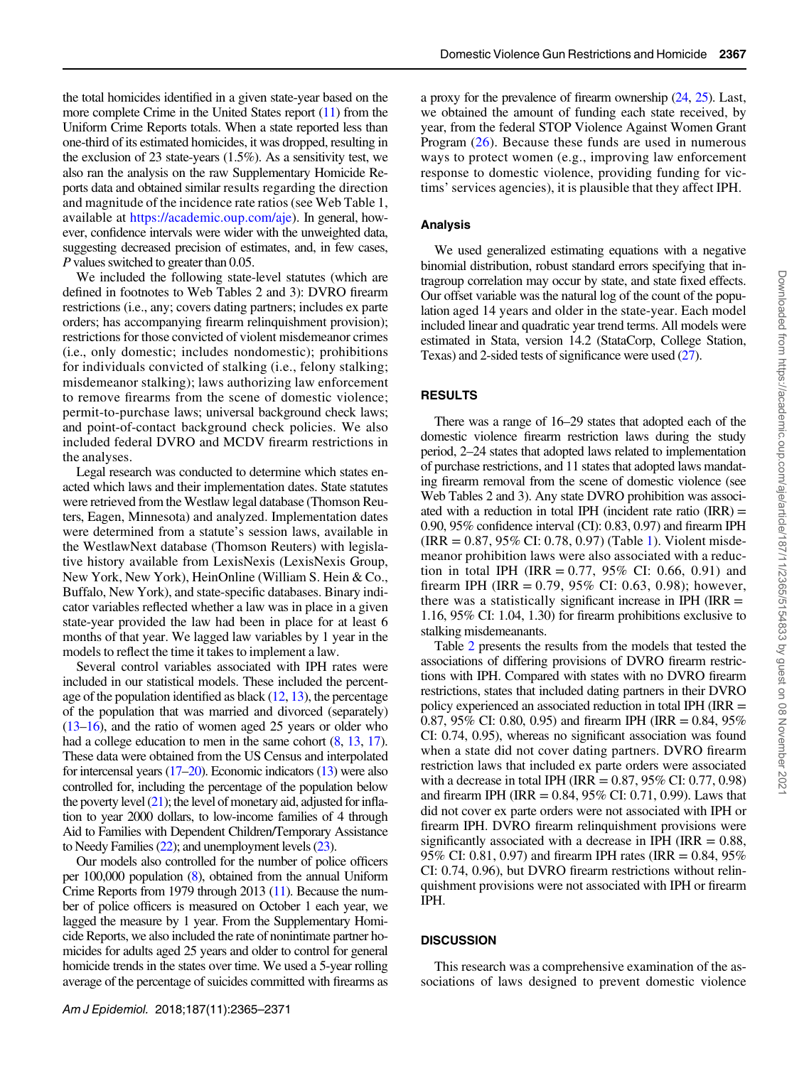the total homicides identified in a given state-year based on the more complete Crime in the United States report (11) from the Uniform Crime Reports totals. When a state reported less than one-third of its estimated homicides, it was dropped, resulting in the exclusion of 23 state-years (1.5%). As a sensitivity test, we also ran the analysis on the raw Supplementary Homicide Reports data and obtained similar results regarding the direction and magnitude of the incidence rate ratios (see Web Table 1, available at https://academic.oup.com/aje). In general, however, confidence intervals were wider with the unweighted data, suggesting decreased precision of estimates, and, in few cases, *P* values switched to greater than 0.05.

We included the following state-level statutes (which are defined in footnotes to Web Tables 2 and 3): DVRO firearm restrictions (i.e., any; covers dating partners; includes ex parte orders; has accompanying firearm relinquishment provision); restrictions for those convicted of violent misdemeanor crimes (i.e., only domestic; includes nondomestic); prohibitions for individuals convicted of stalking (i.e., felony stalking; misdemeanor stalking); laws authorizing law enforcement to remove firearms from the scene of domestic violence; permit-to-purchase laws; universal background check laws; and point-of-contact background check policies. We also included federal DVRO and MCDV firearm restrictions in the analyses.

Legal research was conducted to determine which states enacted which laws and their implementation dates. State statutes were retrieved from the Westlaw legal database (Thomson Reuters, Eagen, Minnesota) and analyzed. Implementation dates were determined from a statute's session laws, available in the WestlawNext database (Thomson Reuters) with legislative history available from LexisNexis (LexisNexis Group, New York, New York), HeinOnline (William S. Hein & Co., Buffalo, New York), and state-specific databases. Binary indicator variables reflected whether a law was in place in a given state-year provided the law had been in place for at least 6 months of that year. We lagged law variables by 1 year in the models to reflect the time it takes to implement a law.

Several control variables associated with IPH rates were included in our statistical models. These included the percentage of the population identified as black (12, 13), the percentage of the population that was married and divorced (separately) (13–16), and the ratio of women aged 25 years or older who had a college education to men in the same cohort (8, 13, 17). These data were obtained from the US Census and interpolated for intercensal years (17–20). Economic indicators (13) were also controlled for, including the percentage of the population below the poverty level (21); the level of monetary aid, adjusted for inflation to year 2000 dollars, to low-income families of 4 through Aid to Families with Dependent Children/Temporary Assistance to Needy Families (22); and unemployment levels (23).

Our models also controlled for the number of police officers per 100,000 population (8), obtained from the annual Uniform Crime Reports from 1979 through 2013 (11). Because the number of police officers is measured on October 1 each year, we lagged the measure by 1 year. From the Supplementary Homicide Reports, we also included the rate of nonintimate partner homicides for adults aged 25 years and older to control for general homicide trends in the states over time. We used a 5-year rolling average of the percentage of suicides committed with firearms as a proxy for the prevalence of firearm ownership (24, 25). Last, we obtained the amount of funding each state received, by year, from the federal STOP Violence Against Women Grant Program (26). Because these funds are used in numerous ways to protect women (e.g., improving law enforcement response to domestic violence, providing funding for victims' services agencies), it is plausible that they affect IPH.

### Analysis

We used generalized estimating equations with a negative binomial distribution, robust standard errors specifying that intragroup correlation may occur by state, and state fixed effects. Our offset variable was the natural log of the count of the population aged 14 years and older in the state-year. Each model included linear and quadratic year trend terms. All models were estimated in Stata, version 14.2 (StataCorp, College Station, Texas) and 2-sided tests of significance were used (27).

## RESULTS

There was a range of 16–29 states that adopted each of the domestic violence firearm restriction laws during the study period, 2–24 states that adopted laws related to implementation of purchase restrictions, and 11 states that adopted laws mandating firearm removal from the scene of domestic violence (see Web Tables 2 and 3). Any state DVRO prohibition was associated with a reduction in total IPH (incident rate ratio (IRR) = 0.90, 95% confidence interval (CI): 0.83, 0.97) and firearm IPH (IRR = 0.87, 95% CI: 0.78, 0.97) (Table 1). Violent misdemeanor prohibition laws were also associated with a reduction in total IPH (IRR = 0.77, 95% CI: 0.66, 0.91) and firearm IPH (IRR = 0.79, 95% CI: 0.63, 0.98); however, there was a statistically significant increase in IPH (IRR = 1.16, 95% CI: 1.04, 1.30) for firearm prohibitions exclusive to stalking misdemeanants.

Table 2 presents the results from the models that tested the associations of differing provisions of DVRO firearm restrictions with IPH. Compared with states with no DVRO firearm restrictions, states that included dating partners in their DVRO policy experienced an associated reduction in total IPH (IRR = 0.87, 95% CI: 0.80, 0.95) and firearm IPH (IRR = 0.84, 95% CI: 0.74, 0.95), whereas no significant association was found when a state did not cover dating partners. DVRO firearm restriction laws that included ex parte orders were associated with a decrease in total IPH (IRR = 0.87, 95% CI: 0.77, 0.98) and firearm IPH (IRR = 0.84, 95% CI: 0.71, 0.99). Laws that did not cover ex parte orders were not associated with IPH or firearm IPH. DVRO firearm relinquishment provisions were significantly associated with a decrease in IPH (IRR = 0.88, 95% CI: 0.81, 0.97) and firearm IPH rates (IRR = 0.84, 95% CI: 0.74, 0.96), but DVRO firearm restrictions without relinquishment provisions were not associated with IPH or firearm IPH.

## DISCUSSION

This research was a comprehensive examination of the associations of laws designed to prevent domestic violence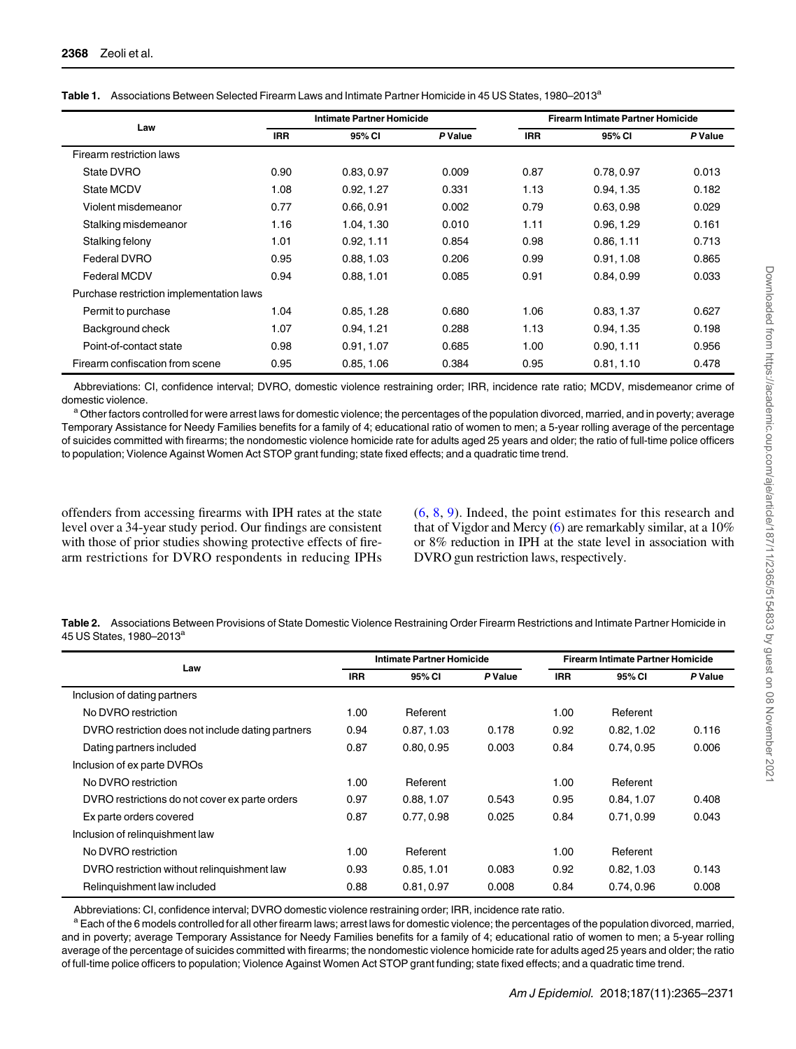**Table 1.** Associations Between Selected Firearm Laws and Intimate Partner Homicide in 45 US States, 1980–2013[a]

| Law | Intimate Partner Homicide | | | Firearm Intimate Partner Homicide | | |
|---|---|---|---|---|---|---|
| | IRR | 95% CI | *P* Value | IRR | 95% CI | *P* Value |
| Firearm restriction laws | | | | | | |
| State DVRO | 0.90 | 0.83, 0.97 | 0.009 | 0.87 | 0.78, 0.97 | 0.013 |
| State MCDV | 1.08 | 0.92, 1.27 | 0.331 | 1.13 | 0.94, 1.35 | 0.182 |
| Violent misdemeanor | 0.77 | 0.66, 0.91 | 0.002 | 0.79 | 0.63, 0.98 | 0.029 |
| Stalking misdemeanor | 1.16 | 1.04, 1.30 | 0.010 | 1.11 | 0.96, 1.29 | 0.161 |
| Stalking felony | 1.01 | 0.92, 1.11 | 0.854 | 0.98 | 0.86, 1.11 | 0.713 |
| Federal DVRO | 0.95 | 0.88, 1.03 | 0.206 | 0.99 | 0.91, 1.08 | 0.865 |
| Federal MCDV | 0.94 | 0.88, 1.01 | 0.085 | 0.91 | 0.84, 0.99 | 0.033 |
| Purchase restriction implementation laws | | | | | | |
| Permit to purchase | 1.04 | 0.85, 1.28 | 0.680 | 1.06 | 0.83, 1.37 | 0.627 |
| Background check | 1.07 | 0.94, 1.21 | 0.288 | 1.13 | 0.94, 1.35 | 0.198 |
| Point-of-contact state | 0.98 | 0.91, 1.07 | 0.685 | 1.00 | 0.90, 1.11 | 0.956 |
| Firearm confiscation from scene | 0.95 | 0.85, 1.06 | 0.384 | 0.95 | 0.81, 1.10 | 0.478 |

Abbreviations: CI, confidence interval; DVRO, domestic violence restraining order; IRR, incidence rate ratio; MCDV, misdemeanor crime of domestic violence.

[a] Other factors controlled for were arrest laws for domestic violence; the percentages of the population divorced, married, and in poverty; average Temporary Assistance for Needy Families benefits for a family of 4; educational ratio of women to men; a 5-year rolling average of the percentage of suicides committed with firearms; the nondomestic violence homicide rate for adults aged 25 years and older; the ratio of full-time police officers to population; Violence Against Women Act STOP grant funding; state fixed effects; and a quadratic time trend.

offenders from accessing firearms with IPH rates at the state level over a 34-year study period. Our findings are consistent with those of prior studies showing protective effects of firearm restrictions for DVRO respondents in reducing IPHs (6, 8, 9). Indeed, the point estimates for this research and that of Vigdor and Mercy (6) are remarkably similar, at a 10% or 8% reduction in IPH at the state level in association with DVRO gun restriction laws, respectively.

**Table 2.** Associations Between Provisions of State Domestic Violence Restraining Order Firearm Restrictions and Intimate Partner Homicide in 45 US States, 1980–2013[a]

| Law | Intimate Partner Homicide | | | Firearm Intimate Partner Homicide | | |
|---|---|---|---|---|---|---|
| | IRR | 95% CI | *P* Value | IRR | 95% CI | *P* Value |
| Inclusion of dating partners | | | | | | |
| No DVRO restriction | 1.00 | Referent | | 1.00 | Referent | |
| DVRO restriction does not include dating partners | 0.94 | 0.87, 1.03 | 0.178 | 0.92 | 0.82, 1.02 | 0.116 |
| Dating partners included | 0.87 | 0.80, 0.95 | 0.003 | 0.84 | 0.74, 0.95 | 0.006 |
| Inclusion of ex parte DVROs | | | | | | |
| No DVRO restriction | 1.00 | Referent | | 1.00 | Referent | |
| DVRO restrictions do not cover ex parte orders | 0.97 | 0.88, 1.07 | 0.543 | 0.95 | 0.84, 1.07 | 0.408 |
| Ex parte orders covered | 0.87 | 0.77, 0.98 | 0.025 | 0.84 | 0.71, 0.99 | 0.043 |
| Inclusion of relinquishment law | | | | | | |
| No DVRO restriction | 1.00 | Referent | | 1.00 | Referent | |
| DVRO restriction without relinquishment law | 0.93 | 0.85, 1.01 | 0.083 | 0.92 | 0.82, 1.03 | 0.143 |
| Relinquishment law included | 0.88 | 0.81, 0.97 | 0.008 | 0.84 | 0.74, 0.96 | 0.008 |

Abbreviations: CI, confidence interval; DVRO domestic violence restraining order; IRR, incidence rate ratio.

[a] Each of the 6 models controlled for all other firearm laws; arrest laws for domestic violence; the percentages of the population divorced, married, and in poverty; average Temporary Assistance for Needy Families benefits for a family of 4; educational ratio of women to men; a 5-year rolling average of the percentage of suicides committed with firearms; the nondomestic violence homicide rate for adults aged 25 years and older; the ratio of full-time police officers to population; Violence Against Women Act STOP grant funding; state fixed effects; and a quadratic time trend.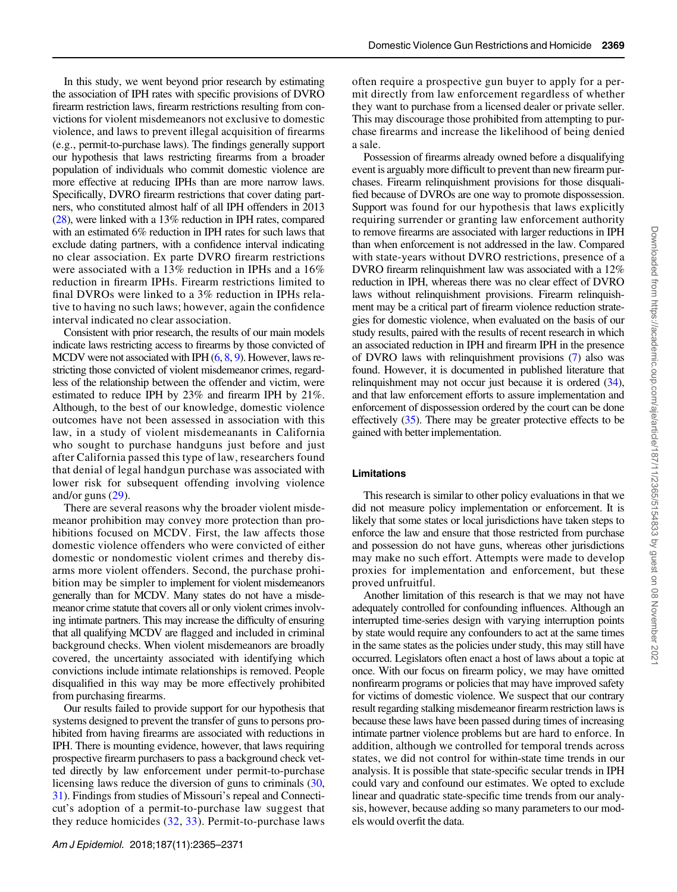In this study, we went beyond prior research by estimating the association of IPH rates with specific provisions of DVRO firearm restriction laws, firearm restrictions resulting from convictions for violent misdemeanors not exclusive to domestic violence, and laws to prevent illegal acquisition of firearms (e.g., permit-to-purchase laws). The findings generally support our hypothesis that laws restricting firearms from a broader population of individuals who commit domestic violence are more effective at reducing IPHs than are more narrow laws. Specifically, DVRO firearm restrictions that cover dating partners, who constituted almost half of all IPH offenders in 2013 (28), were linked with a 13% reduction in IPH rates, compared with an estimated 6% reduction in IPH rates for such laws that exclude dating partners, with a confidence interval indicating no clear association. Ex parte DVRO firearm restrictions were associated with a 13% reduction in IPHs and a 16% reduction in firearm IPHs. Firearm restrictions limited to final DVROs were linked to a 3% reduction in IPHs relative to having no such laws; however, again the confidence interval indicated no clear association.

Consistent with prior research, the results of our main models indicate laws restricting access to firearms by those convicted of MCDV were not associated with IPH (6, 8, 9). However, laws restricting those convicted of violent misdemeanor crimes, regardless of the relationship between the offender and victim, were estimated to reduce IPH by 23% and firearm IPH by 21%. Although, to the best of our knowledge, domestic violence outcomes have not been assessed in association with this law, in a study of violent misdemeanants in California who sought to purchase handguns just before and just after California passed this type of law, researchers found that denial of legal handgun purchase was associated with lower risk for subsequent offending involving violence and/or guns (29).

There are several reasons why the broader violent misdemeanor prohibition may convey more protection than prohibitions focused on MCDV. First, the law affects those domestic violence offenders who were convicted of either domestic or nondomestic violent crimes and thereby disarms more violent offenders. Second, the purchase prohibition may be simpler to implement for violent misdemeanors generally than for MCDV. Many states do not have a misdemeanor crime statute that covers all or only violent crimes involving intimate partners. This may increase the difficulty of ensuring that all qualifying MCDV are flagged and included in criminal background checks. When violent misdemeanors are broadly covered, the uncertainty associated with identifying which convictions include intimate relationships is removed. People disqualified in this way may be more effectively prohibited from purchasing firearms.

Our results failed to provide support for our hypothesis that systems designed to prevent the transfer of guns to persons prohibited from having firearms are associated with reductions in IPH. There is mounting evidence, however, that laws requiring prospective firearm purchasers to pass a background check vetted directly by law enforcement under permit-to-purchase licensing laws reduce the diversion of guns to criminals (30, 31). Findings from studies of Missouri's repeal and Connecticut's adoption of a permit-to-purchase law suggest that they reduce homicides (32, 33). Permit-to-purchase laws often require a prospective gun buyer to apply for a permit directly from law enforcement regardless of whether they want to purchase from a licensed dealer or private seller. This may discourage those prohibited from attempting to purchase firearms and increase the likelihood of being denied a sale.

Possession of firearms already owned before a disqualifying event is arguably more difficult to prevent than new firearm purchases. Firearm relinquishment provisions for those disqualified because of DVROs are one way to promote dispossession. Support was found for our hypothesis that laws explicitly requiring surrender or granting law enforcement authority to remove firearms are associated with larger reductions in IPH than when enforcement is not addressed in the law. Compared with state-years without DVRO restrictions, presence of a DVRO firearm relinquishment law was associated with a 12% reduction in IPH, whereas there was no clear effect of DVRO laws without relinquishment provisions. Firearm relinquishment may be a critical part of firearm violence reduction strategies for domestic violence, when evaluated on the basis of our study results, paired with the results of recent research in which an associated reduction in IPH and firearm IPH in the presence of DVRO laws with relinquishment provisions (7) also was found. However, it is documented in published literature that relinquishment may not occur just because it is ordered (34), and that law enforcement efforts to assure implementation and enforcement of dispossession ordered by the court can be done effectively (35). There may be greater protective effects to be gained with better implementation.

### Limitations

This research is similar to other policy evaluations in that we did not measure policy implementation or enforcement. It is likely that some states or local jurisdictions have taken steps to enforce the law and ensure that those restricted from purchase and possession do not have guns, whereas other jurisdictions may make no such effort. Attempts were made to develop proxies for implementation and enforcement, but these proved unfruitful.

Another limitation of this research is that we may not have adequately controlled for confounding influences. Although an interrupted time-series design with varying interruption points by state would require any confounders to act at the same times in the same states as the policies under study, this may still have occurred. Legislators often enact a host of laws about a topic at once. With our focus on firearm policy, we may have omitted nonfirearm programs or policies that may have improved safety for victims of domestic violence. We suspect that our contrary result regarding stalking misdemeanor firearm restriction laws is because these laws have been passed during times of increasing intimate partner violence problems but are hard to enforce. In addition, although we controlled for temporal trends across states, we did not control for within-state time trends in our analysis. It is possible that state-specific secular trends in IPH could vary and confound our estimates. We opted to exclude linear and quadratic state-specific time trends from our analysis, however, because adding so many parameters to our models would overfit the data.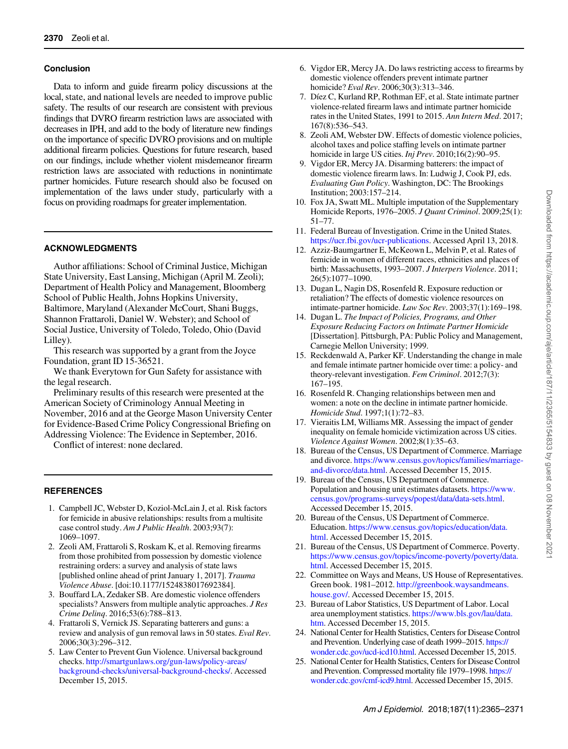## Conclusion

Data to inform and guide firearm policy discussions at the local, state, and national levels are needed to improve public safety. The results of our research are consistent with previous findings that DVRO firearm restriction laws are associated with decreases in IPH, and add to the body of literature new findings on the importance of specific DVRO provisions and on multiple additional firearm policies. Questions for future research, based on our findings, include whether violent misdemeanor firearm restriction laws are associated with reductions in nonintimate partner homicides. Future research should also be focused on implementation of the laws under study, particularly with a focus on providing roadmaps for greater implementation.

## ACKNOWLEDGMENTS

Author affiliations: School of Criminal Justice, Michigan State University, East Lansing, Michigan (April M. Zeoli); Department of Health Policy and Management, Bloomberg School of Public Health, Johns Hopkins University, Baltimore, Maryland (Alexander McCourt, Shani Buggs, Shannon Frattaroli, Daniel W. Webster); and School of Social Justice, University of Toledo, Toledo, Ohio (David Lilley).

This research was supported by a grant from the Joyce Foundation, grant ID 15-36521.

We thank Everytown for Gun Safety for assistance with the legal research.

Preliminary results of this research were presented at the American Society of Criminology Annual Meeting in November, 2016 and at the George Mason University Center for Evidence-Based Crime Policy Congressional Briefing on Addressing Violence: The Evidence in September, 2016.

Conflict of interest: none declared.

## REFERENCES

1. Campbell JC, Webster D, Koziol-McLain J, et al. Risk factors for femicide in abusive relationships: results from a multisite case control study. *Am J Public Health*. 2003;93(7):1069–1097.
2. Zeoli AM, Frattaroli S, Roskam K, et al. Removing firearms from those prohibited from possession by domestic violence restraining orders: a survey and analysis of state laws [published online ahead of print January 1, 2017]. *Trauma Violence Abuse*. [doi:10.1177/1524838017692384].
3. Bouffard LA, Zedaker SB. Are domestic violence offenders specialists? Answers from multiple analytic approaches. *J Res Crime Delinq*. 2016;53(6):788–813.
4. Frattaroli S, Vernick JS. Separating batterers and guns: a review and analysis of gun removal laws in 50 states. *Eval Rev*. 2006;30(3):296–312.
5. Law Center to Prevent Gun Violence. Universal background checks. http://smartgunlaws.org/gun-laws/policy-areas/background-checks/universal-background-checks/. Accessed December 15, 2015.
6. Vigdor ER, Mercy JA. Do laws restricting access to firearms by domestic violence offenders prevent intimate partner homicide? *Eval Rev*. 2006;30(3):313–346.
7. Díez C, Kurland RP, Rothman EF, et al. State intimate partner violence-related firearm laws and intimate partner homicide rates in the United States, 1991 to 2015. *Ann Intern Med*. 2017;167(8):536–543.
8. Zeoli AM, Webster DW. Effects of domestic violence policies, alcohol taxes and police staffing levels on intimate partner homicide in large US cities. *Inj Prev*. 2010;16(2):90–95.
9. Vigdor ER, Mercy JA. Disarming batterers: the impact of domestic violence firearm laws. In: Ludwig J, Cook PJ, eds. *Evaluating Gun Policy*. Washington, DC: The Brookings Institution; 2003:157–214.
10. Fox JA, Swatt ML. Multiple imputation of the Supplementary Homicide Reports, 1976–2005. *J Quant Criminol*. 2009;25(1):51–77.
11. Federal Bureau of Investigation. Crime in the United States. https://ucr.fbi.gov/ucr-publications. Accessed April 13, 2018.
12. Azziz-Baumgartner E, McKeown L, Melvin P, et al. Rates of femicide in women of different races, ethnicities and places of birth: Massachusetts, 1993–2007. *J Interpers Violence*. 2011;26(5):1077–1090.
13. Dugan L, Nagin DS, Rosenfeld R. Exposure reduction or retaliation? The effects of domestic violence resources on intimate-partner homicide. *Law Soc Rev*. 2003;37(1):169–198.
14. Dugan L. *The Impact of Policies, Programs, and Other Exposure Reducing Factors on Intimate Partner Homicide* [Dissertation]. Pittsburgh, PA: Public Policy and Management, Carnegie Mellon University; 1999.
15. Reckdenwald A, Parker KF. Understanding the change in male and female intimate partner homicide over time: a policy- and theory-relevant investigation. *Fem Criminol*. 2012;7(3):167–195.
16. Rosenfeld R. Changing relationships between men and women: a note on the decline in intimate partner homicide. *Homicide Stud*. 1997;1(1):72–83.
17. Vieraitis LM, Williams MR. Assessing the impact of gender inequality on female homicide victimization across US cities. *Violence Against Women*. 2002;8(1):35–63.
18. Bureau of the Census, US Department of Commerce. Marriage and divorce. https://www.census.gov/topics/families/marriage-and-divorce/data.html. Accessed December 15, 2015.
19. Bureau of the Census, US Department of Commerce. Population and housing unit estimates datasets. https://www.census.gov/programs-surveys/popest/data/data-sets.html. Accessed December 15, 2015.
20. Bureau of the Census, US Department of Commerce. Education. https://www.census.gov/topics/education/data.html. Accessed December 15, 2015.
21. Bureau of the Census, US Department of Commerce. Poverty. https://www.census.gov/topics/income-poverty/poverty/data.html. Accessed December 15, 2015.
22. Committee on Ways and Means, US House of Representatives. Green book. 1981–2012. http://greenbook.waysandmeans.house.gov/. Accessed December 15, 2015.
23. Bureau of Labor Statistics, US Department of Labor. Local area unemployment statistics. https://www.bls.gov/lau/data.htm. Accessed December 15, 2015.
24. National Center for Health Statistics, Centers for Disease Control and Prevention. Underlying case of death 1999–2015. https://wonder.cdc.gov/ucd-icd10.html. Accessed December 15, 2015.
25. National Center for Health Statistics, Centers for Disease Control and Prevention. Compressed mortality file 1979–1998. https://wonder.cdc.gov/cmf-icd9.html. Accessed December 15, 2015.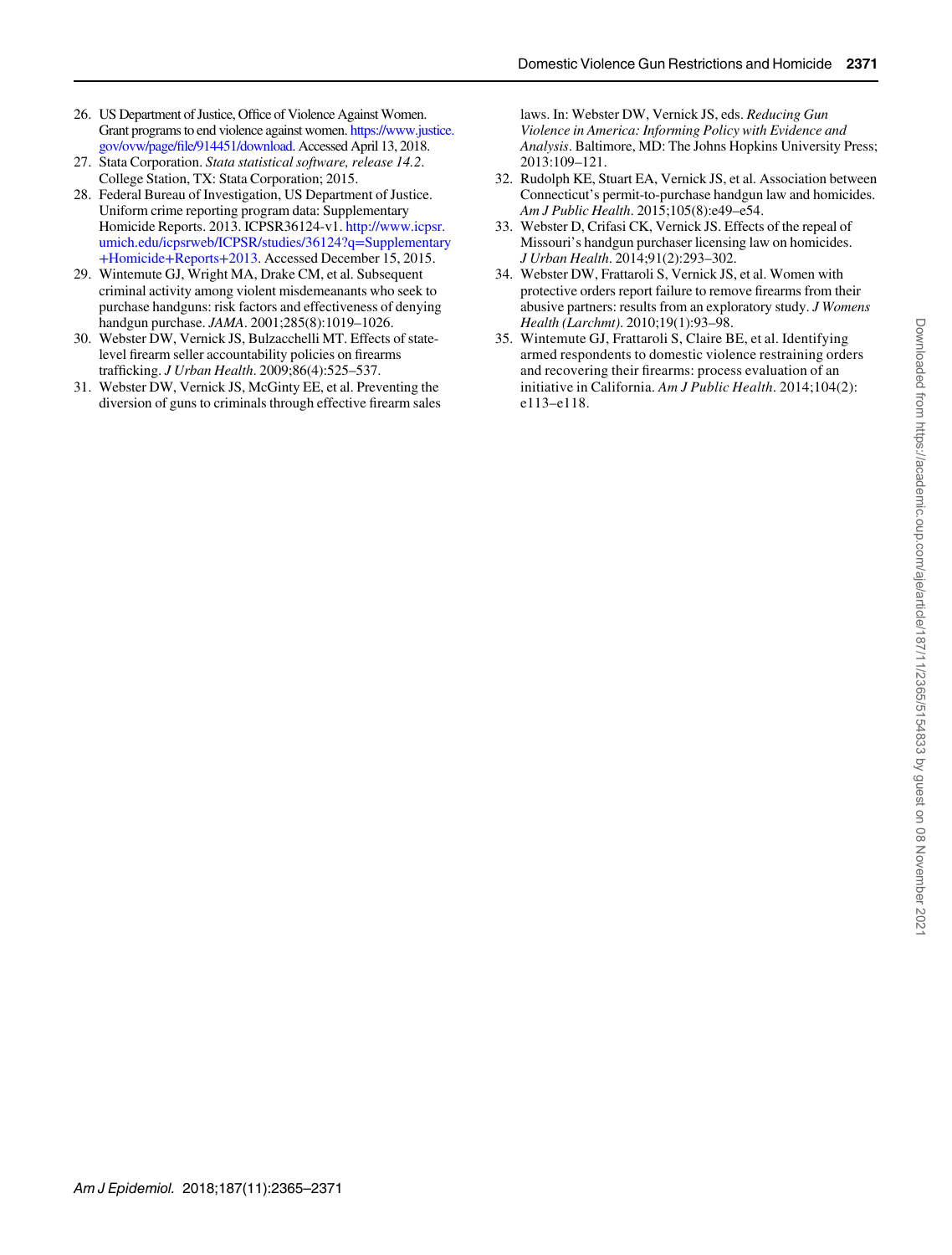26. US Department of Justice, Office of Violence Against Women. Grant programs to end violence against women. https://www.justice.gov/ovw/page/file/914451/download. Accessed April 13, 2018.
27. Stata Corporation. *Stata statistical software, release 14.2*. College Station, TX: Stata Corporation; 2015.
28. Federal Bureau of Investigation, US Department of Justice. Uniform crime reporting program data: Supplementary Homicide Reports. 2013. ICPSR36124-v1. http://www.icpsr.umich.edu/icpsrweb/ICPSR/studies/36124?q=Supplementary+Homicide+Reports+2013. Accessed December 15, 2015.
29. Wintemute GJ, Wright MA, Drake CM, et al. Subsequent criminal activity among violent misdemeanants who seek to purchase handguns: risk factors and effectiveness of denying handgun purchase. *JAMA*. 2001;285(8):1019–1026.
30. Webster DW, Vernick JS, Bulzacchelli MT. Effects of state-level firearm seller accountability policies on firearms trafficking. *J Urban Health*. 2009;86(4):525–537.
31. Webster DW, Vernick JS, McGinty EE, et al. Preventing the diversion of guns to criminals through effective firearm sales laws. In: Webster DW, Vernick JS, eds. *Reducing Gun Violence in America: Informing Policy with Evidence and Analysis*. Baltimore, MD: The Johns Hopkins University Press; 2013:109–121.
32. Rudolph KE, Stuart EA, Vernick JS, et al. Association between Connecticut's permit-to-purchase handgun law and homicides. *Am J Public Health*. 2015;105(8):e49–e54.
33. Webster D, Crifasi CK, Vernick JS. Effects of the repeal of Missouri's handgun purchaser licensing law on homicides. *J Urban Health*. 2014;91(2):293–302.
34. Webster DW, Frattaroli S, Vernick JS, et al. Women with protective orders report failure to remove firearms from their abusive partners: results from an exploratory study. *J Womens Health (Larchmt)*. 2010;19(1):93–98.
35. Wintemute GJ, Frattaroli S, Claire BE, et al. Identifying armed respondents to domestic violence restraining orders and recovering their firearms: process evaluation of an initiative in California. *Am J Public Health*. 2014;104(2):e113–e118.